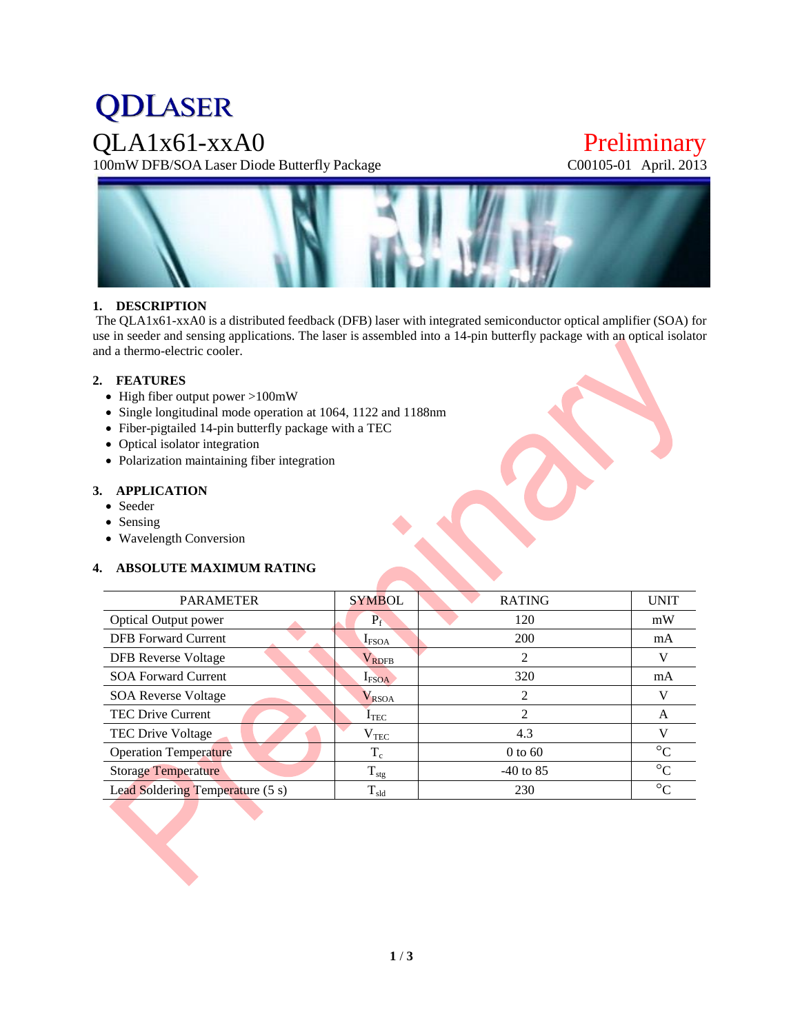# QDLASER

# QLA1x61-xxA0

100mW DFB/SOA Laser Diode Butterfly Package

Preliminary

C00105-01 April. 2013

## 1. DESCRIPTION

The QLA1x61-xxA0 is a distributed feedback (DFB) laser with integrated semiconductor optical amplifier (SOA) for use in seeder and sensing applications. The laser is assembled into a 14-pin butterfly package with an optical isolator and a thermo-electric cooler.

## 2. FEATURES

- High fiber output power >100mW
- Single longitudinal mode operation at 1064, 1122 and 1188nm
- Fiber-pigtailed 14-pin butterfly package with a TEC
- Optical isolator integration
- Polarization maintaining fiber integration

## 3. APPLICATION

- Seeder
- Sensing
- Wavelength Conversion

## 4. ABSOLUTE MAXIMUM RATING

| PARAMETER | SYMBOL | RATING | UNIT |
|---|---|---|---|
| Optical Output power | $P_f$ | 120 | mW |
| DFB Forward Current | $I_{FSOA}$ | 200 | mA |
| DFB Reverse Voltage | $V_{RDFB}$ | 2 | V |
| SOA Forward Current | $I_{FSOA}$ | 320 | mA |
| SOA Reverse Voltage | $V_{RSOA}$ | 2 | V |
| TEC Drive Current | $I_{TEC}$ | 2 | A |
| TEC Drive Voltage | $V_{TEC}$ | 4.3 | V |
| Operation Temperature | $T_c$ | 0 to 60 | °C |
| Storage Temperature | $T_{stg}$ | -40 to 85 | °C |
| Lead Soldering Temperature (5 s) | $T_{sld}$ | 230 | °C |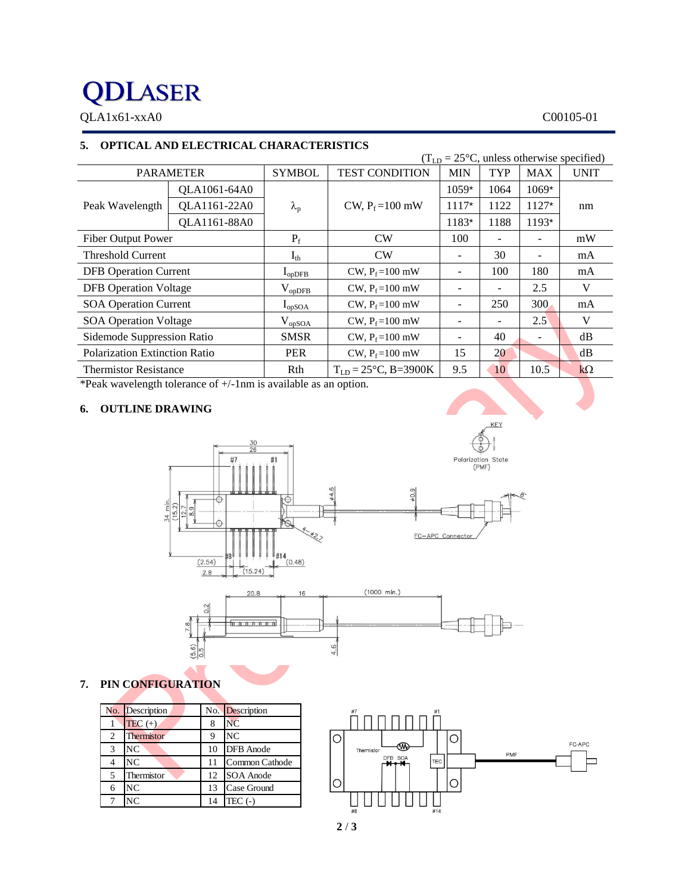## 5. OPTICAL AND ELECTRICAL CHARACTERISTICS

($T_{LD}$ = 25°C, unless otherwise specified)

| PARAMETER | | SYMBOL | TEST CONDITION | MIN | TYP | MAX | UNIT |
|---|---|---|---|---|---|---|---|
| Peak Wavelength | QLA1061-64A0 | $\lambda_p$ | CW, $P_f$ =100 mW | 1059* | 1064 | 1069* | nm |
| | QLA1161-22A0 | | | 1117* | 1122 | 1127* | |
| | QLA1161-88A0 | | | 1183* | 1188 | 1193* | |
| Fiber Output Power | | $P_f$ | CW | 100 | - | - | mW |
| Threshold Current | | $I_{th}$ | CW | - | 30 | - | mA |
| DFB Operation Current | | $I_{opDFB}$ | CW, $P_f$ =100 mW | - | 100 | 180 | mA |
| DFB Operation Voltage | | $V_{opDFB}$ | CW, $P_f$ =100 mW | - | - | 2.5 | V |
| SOA Operation Current | | $I_{opSOA}$ | CW, $P_f$ =100 mW | - | 250 | 300 | mA |
| SOA Operation Voltage | | $V_{opSOA}$ | CW, $P_f$ =100 mW | - | - | 2.5 | V |
| Sidemode Suppression Ratio | | SMSR | CW, $P_f$ =100 mW | - | 40 | - | dB |
| Polarization Extinction Ratio | | PER | CW, $P_f$ =100 mW | 15 | 20 | | dB |
| Thermistor Resistance | | Rth | $T_{LD}$ = 25°C, B=3900K | 9.5 | 10 | 10.5 | kΩ |

*Peak wavelength tolerance of +/-1nm is available as an option.

## 6. OUTLINE DRAWING

## 7. PIN CONFIGURATION

| No. | Description | No. | Description |
|---|---|---|---|
| 1 | TEC (+) | 8 | NC |
| 2 | Thermistor | 9 | NC |
| 3 | NC | 10 | DFB Anode |
| 4 | NC | 11 | Common Cathode |
| 5 | Thermistor | 12 | SOA Anode |
| 6 | NC | 13 | Case Ground |
| 7 | NC | 14 | TEC (-) |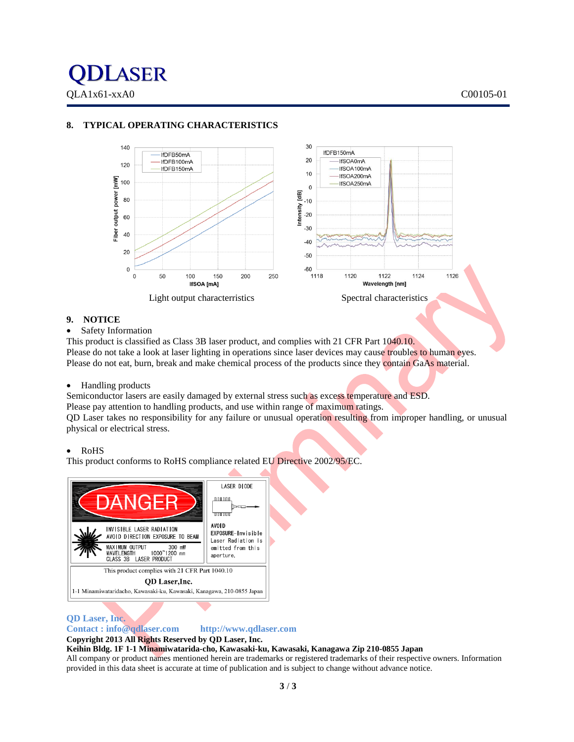## 8. TYPICAL OPERATING CHARACTERISTICS

140
120
100
80
60
40
20
0
Fiber output power [mW]
0 50 100 150 200 250
IfSOA [mA]
IfDFB50mA
IfDFB100mA
IfDFB150mA

Light output charactерristics

30
20
10
0
-10
-20
-30
-40
-50
-60
Intensity [dB]
1118 1120 1122 1124 1126
Wavelength [nm]
IfDFB150mA
IfSOA0mA
IfSOA100mA
IfSOA200mA
IfSOA250mA

Spectral characteristics

## 9. NOTICE

- Safety Information

This product is classified as Class 3B laser product, and complies with 21 CFR Part 1040.10.
Please do not take a look at laser lighting in operations since laser devices may cause troubles to human eyes.
Please do not eat, burn, break and make chemical process of the products since they contain GaAs material.

- Handling products

Semiconductor lasers are easily damaged by external stress such as excess temperature and ESD.
Please pay attention to handling products, and use within range of maximum ratings.
QD Laser takes no responsibility for any failure or unusual operation resulting from improper handling, or unusual physical or electrical stress.

- RoHS

This product conforms to RoHS compliance related EU Directive 2002/95/EC.

DANGER
INVISIBLE LASER RADIATION
AVOID DIRECTION EXPOSURE TO BEAM
MAXIMUM OUTPUT 300 mW
WAVELENGTH 1000~1200 nm
CLASS 3B LASER PRODUCT

LASER DIODE

AVOID
EXPOSURE-Invisible
Laser Radiation is
emitted from this
aperture.

This product complies with 21 CFR Part 1040.10
**QD Laser,Inc.**
1-1 Minamiwataridacho, Kawasaki-ku, Kawasaki, Kanagawa, 210-0855 Japan

**QD Laser, Inc.**
**Contact : info@qdlaser.com http://www.qdlaser.com**
**Copyright 2013 All Rights Reserved by QD Laser, Inc.**
**Keihin Bldg. 1F 1-1 Minamiwatarida-cho, Kawasaki-ku, Kawasaki, Kanagawa Zip 210-0855 Japan**
All company or product names mentioned herein are trademarks or registered trademarks of their respective owners. Information provided in this data sheet is accurate at time of publication and is subject to change without advance notice.